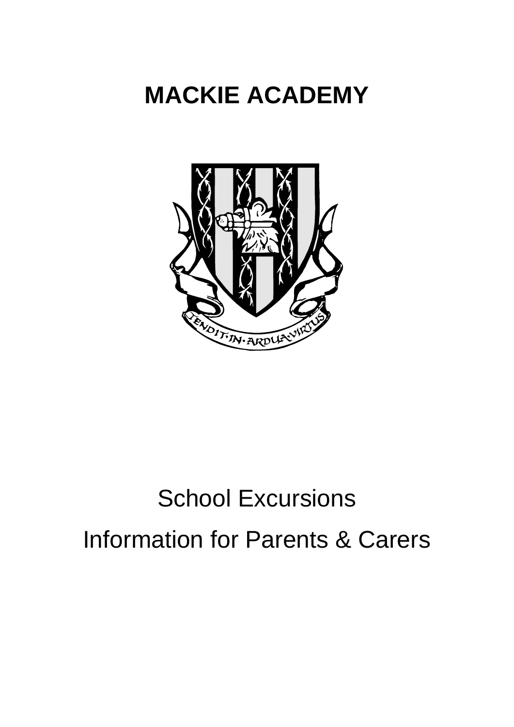# MACKIE ACADEMY

School Excursions

Information for Parents & Carers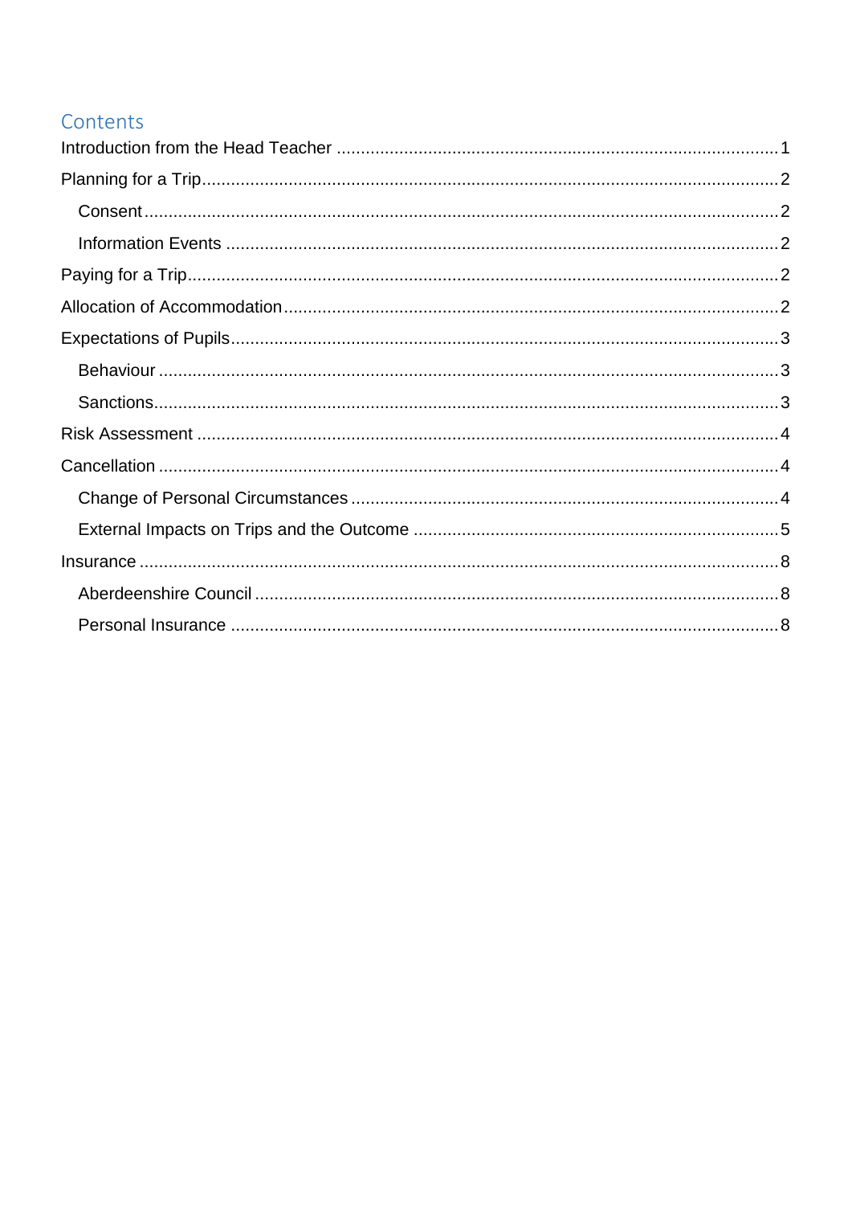## Contents

Introduction from the Head Teacher .......... 1

Planning for a Trip .......... 2

- Consent .......... 2
- Information Events .......... 2

Paying for a Trip .......... 2

Allocation of Accommodation .......... 2

Expectations of Pupils .......... 3

- Behaviour .......... 3
- Sanctions .......... 3

Risk Assessment .......... 4

Cancellation .......... 4

- Change of Personal Circumstances .......... 4
- External Impacts on Trips and the Outcome .......... 5

Insurance .......... 8

- Aberdeenshire Council .......... 8
- Personal Insurance .......... 8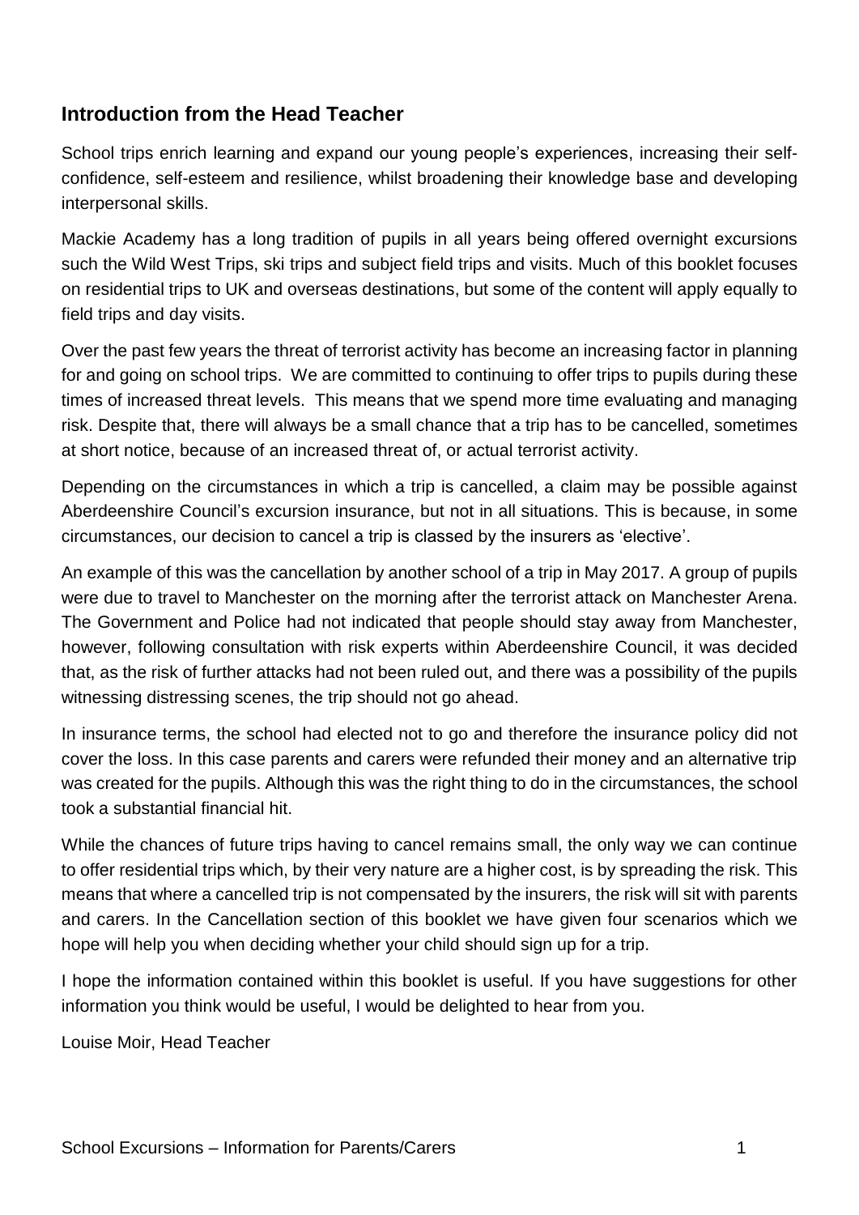## Introduction from the Head Teacher

School trips enrich learning and expand our young people's experiences, increasing their self-confidence, self-esteem and resilience, whilst broadening their knowledge base and developing interpersonal skills.

Mackie Academy has a long tradition of pupils in all years being offered overnight excursions such the Wild West Trips, ski trips and subject field trips and visits. Much of this booklet focuses on residential trips to UK and overseas destinations, but some of the content will apply equally to field trips and day visits.

Over the past few years the threat of terrorist activity has become an increasing factor in planning for and going on school trips. We are committed to continuing to offer trips to pupils during these times of increased threat levels. This means that we spend more time evaluating and managing risk. Despite that, there will always be a small chance that a trip has to be cancelled, sometimes at short notice, because of an increased threat of, or actual terrorist activity.

Depending on the circumstances in which a trip is cancelled, a claim may be possible against Aberdeenshire Council's excursion insurance, but not in all situations. This is because, in some circumstances, our decision to cancel a trip is classed by the insurers as 'elective'.

An example of this was the cancellation by another school of a trip in May 2017. A group of pupils were due to travel to Manchester on the morning after the terrorist attack on Manchester Arena. The Government and Police had not indicated that people should stay away from Manchester, however, following consultation with risk experts within Aberdeenshire Council, it was decided that, as the risk of further attacks had not been ruled out, and there was a possibility of the pupils witnessing distressing scenes, the trip should not go ahead.

In insurance terms, the school had elected not to go and therefore the insurance policy did not cover the loss. In this case parents and carers were refunded their money and an alternative trip was created for the pupils. Although this was the right thing to do in the circumstances, the school took a substantial financial hit.

While the chances of future trips having to cancel remains small, the only way we can continue to offer residential trips which, by their very nature are a higher cost, is by spreading the risk. This means that where a cancelled trip is not compensated by the insurers, the risk will sit with parents and carers. In the Cancellation section of this booklet we have given four scenarios which we hope will help you when deciding whether your child should sign up for a trip.

I hope the information contained within this booklet is useful. If you have suggestions for other information you think would be useful, I would be delighted to hear from you.

Louise Moir, Head Teacher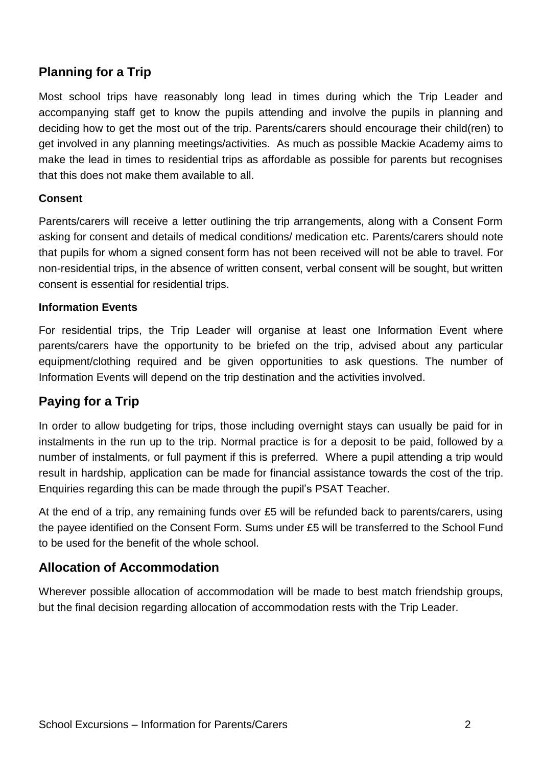## Planning for a Trip

Most school trips have reasonably long lead in times during which the Trip Leader and accompanying staff get to know the pupils attending and involve the pupils in planning and deciding how to get the most out of the trip. Parents/carers should encourage their child(ren) to get involved in any planning meetings/activities. As much as possible Mackie Academy aims to make the lead in times to residential trips as affordable as possible for parents but recognises that this does not make them available to all.

### Consent

Parents/carers will receive a letter outlining the trip arrangements, along with a Consent Form asking for consent and details of medical conditions/ medication etc. Parents/carers should note that pupils for whom a signed consent form has not been received will not be able to travel. For non-residential trips, in the absence of written consent, verbal consent will be sought, but written consent is essential for residential trips.

### Information Events

For residential trips, the Trip Leader will organise at least one Information Event where parents/carers have the opportunity to be briefed on the trip, advised about any particular equipment/clothing required and be given opportunities to ask questions. The number of Information Events will depend on the trip destination and the activities involved.

## Paying for a Trip

In order to allow budgeting for trips, those including overnight stays can usually be paid for in instalments in the run up to the trip. Normal practice is for a deposit to be paid, followed by a number of instalments, or full payment if this is preferred. Where a pupil attending a trip would result in hardship, application can be made for financial assistance towards the cost of the trip. Enquiries regarding this can be made through the pupil's PSAT Teacher.

At the end of a trip, any remaining funds over £5 will be refunded back to parents/carers, using the payee identified on the Consent Form. Sums under £5 will be transferred to the School Fund to be used for the benefit of the whole school.

## Allocation of Accommodation

Wherever possible allocation of accommodation will be made to best match friendship groups, but the final decision regarding allocation of accommodation rests with the Trip Leader.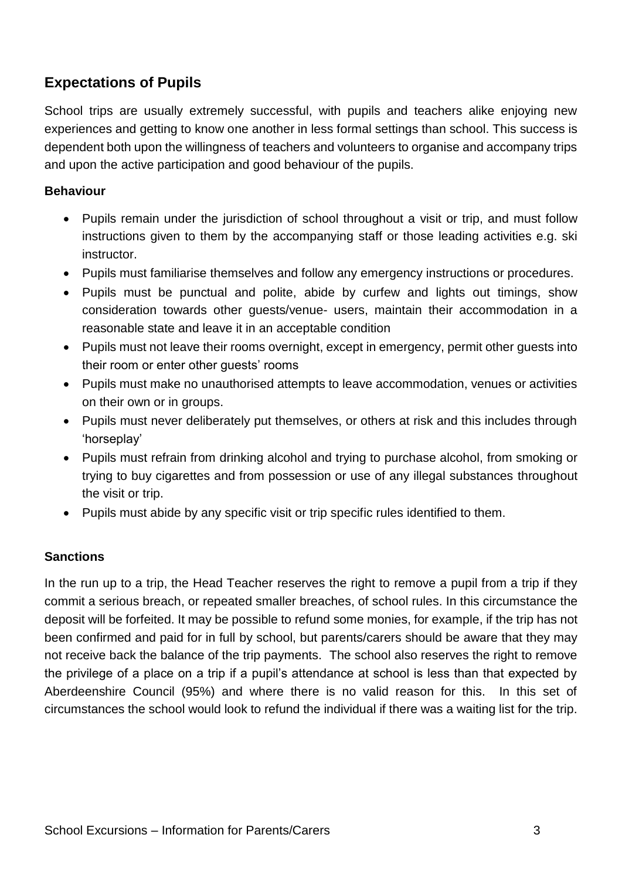## Expectations of Pupils

School trips are usually extremely successful, with pupils and teachers alike enjoying new experiences and getting to know one another in less formal settings than school. This success is dependent both upon the willingness of teachers and volunteers to organise and accompany trips and upon the active participation and good behaviour of the pupils.

### Behaviour

- Pupils remain under the jurisdiction of school throughout a visit or trip, and must follow instructions given to them by the accompanying staff or those leading activities e.g. ski instructor.
- Pupils must familiarise themselves and follow any emergency instructions or procedures.
- Pupils must be punctual and polite, abide by curfew and lights out timings, show consideration towards other guests/venue- users, maintain their accommodation in a reasonable state and leave it in an acceptable condition
- Pupils must not leave their rooms overnight, except in emergency, permit other guests into their room or enter other guests' rooms
- Pupils must make no unauthorised attempts to leave accommodation, venues or activities on their own or in groups.
- Pupils must never deliberately put themselves, or others at risk and this includes through 'horseplay'
- Pupils must refrain from drinking alcohol and trying to purchase alcohol, from smoking or trying to buy cigarettes and from possession or use of any illegal substances throughout the visit or trip.
- Pupils must abide by any specific visit or trip specific rules identified to them.

### Sanctions

In the run up to a trip, the Head Teacher reserves the right to remove a pupil from a trip if they commit a serious breach, or repeated smaller breaches, of school rules. In this circumstance the deposit will be forfeited. It may be possible to refund some monies, for example, if the trip has not been confirmed and paid for in full by school, but parents/carers should be aware that they may not receive back the balance of the trip payments. The school also reserves the right to remove the privilege of a place on a trip if a pupil's attendance at school is less than that expected by Aberdeenshire Council (95%) and where there is no valid reason for this. In this set of circumstances the school would look to refund the individual if there was a waiting list for the trip.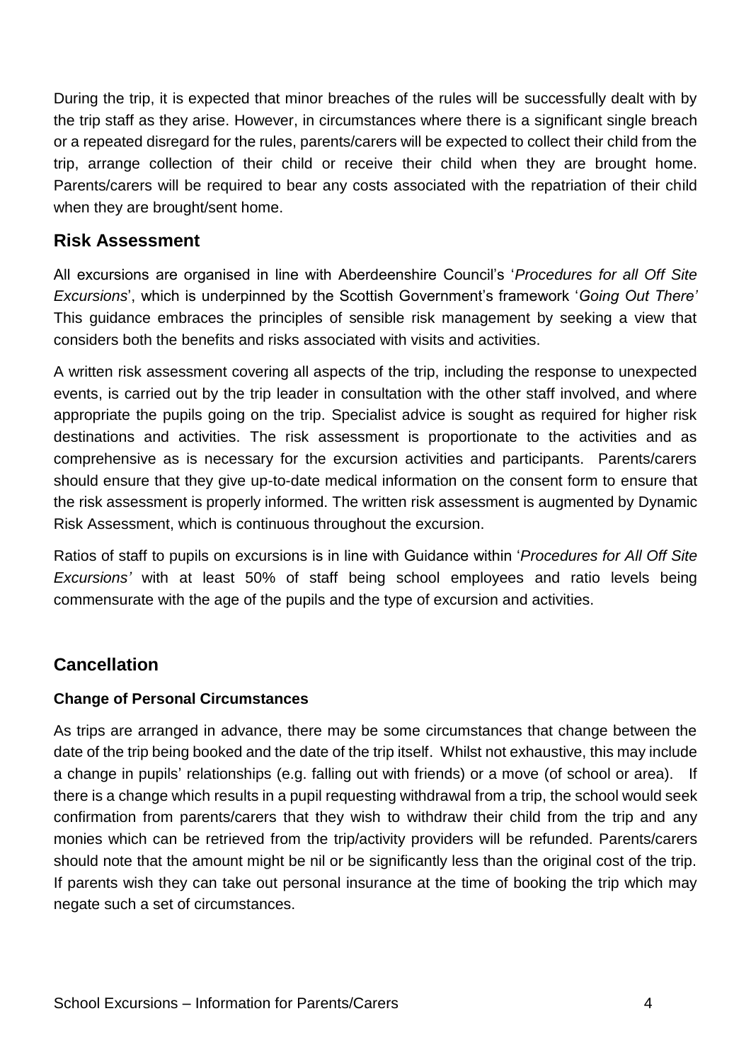During the trip, it is expected that minor breaches of the rules will be successfully dealt with by the trip staff as they arise. However, in circumstances where there is a significant single breach or a repeated disregard for the rules, parents/carers will be expected to collect their child from the trip, arrange collection of their child or receive their child when they are brought home. Parents/carers will be required to bear any costs associated with the repatriation of their child when they are brought/sent home.

## Risk Assessment

All excursions are organised in line with Aberdeenshire Council's '*Procedures for all Off Site Excursions*', which is underpinned by the Scottish Government's framework '*Going Out There'* This guidance embraces the principles of sensible risk management by seeking a view that considers both the benefits and risks associated with visits and activities.

A written risk assessment covering all aspects of the trip, including the response to unexpected events, is carried out by the trip leader in consultation with the other staff involved, and where appropriate the pupils going on the trip. Specialist advice is sought as required for higher risk destinations and activities. The risk assessment is proportionate to the activities and as comprehensive as is necessary for the excursion activities and participants. Parents/carers should ensure that they give up-to-date medical information on the consent form to ensure that the risk assessment is properly informed. The written risk assessment is augmented by Dynamic Risk Assessment, which is continuous throughout the excursion.

Ratios of staff to pupils on excursions is in line with Guidance within '*Procedures for All Off Site Excursions'* with at least 50% of staff being school employees and ratio levels being commensurate with the age of the pupils and the type of excursion and activities.

## Cancellation

### Change of Personal Circumstances

As trips are arranged in advance, there may be some circumstances that change between the date of the trip being booked and the date of the trip itself. Whilst not exhaustive, this may include a change in pupils' relationships (e.g. falling out with friends) or a move (of school or area). If there is a change which results in a pupil requesting withdrawal from a trip, the school would seek confirmation from parents/carers that they wish to withdraw their child from the trip and any monies which can be retrieved from the trip/activity providers will be refunded. Parents/carers should note that the amount might be nil or be significantly less than the original cost of the trip. If parents wish they can take out personal insurance at the time of booking the trip which may negate such a set of circumstances.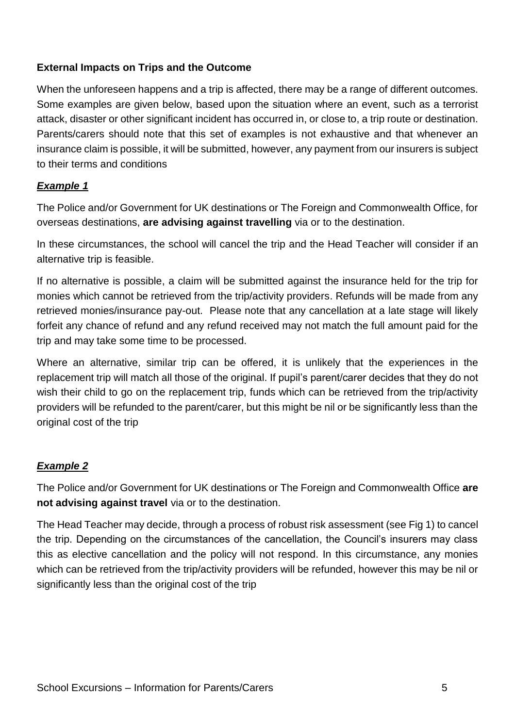**External Impacts on Trips and the Outcome**

When the unforeseen happens and a trip is affected, there may be a range of different outcomes. Some examples are given below, based upon the situation where an event, such as a terrorist attack, disaster or other significant incident has occurred in, or close to, a trip route or destination. Parents/carers should note that this set of examples is not exhaustive and that whenever an insurance claim is possible, it will be submitted, however, any payment from our insurers is subject to their terms and conditions

***Example 1***

The Police and/or Government for UK destinations or The Foreign and Commonwealth Office, for overseas destinations, **are advising against travelling** via or to the destination.

In these circumstances, the school will cancel the trip and the Head Teacher will consider if an alternative trip is feasible.

If no alternative is possible, a claim will be submitted against the insurance held for the trip for monies which cannot be retrieved from the trip/activity providers. Refunds will be made from any retrieved monies/insurance pay-out. Please note that any cancellation at a late stage will likely forfeit any chance of refund and any refund received may not match the full amount paid for the trip and may take some time to be processed.

Where an alternative, similar trip can be offered, it is unlikely that the experiences in the replacement trip will match all those of the original. If pupil's parent/carer decides that they do not wish their child to go on the replacement trip, funds which can be retrieved from the trip/activity providers will be refunded to the parent/carer, but this might be nil or be significantly less than the original cost of the trip

***Example 2***

The Police and/or Government for UK destinations or The Foreign and Commonwealth Office **are not advising against travel** via or to the destination.

The Head Teacher may decide, through a process of robust risk assessment (see Fig 1) to cancel the trip. Depending on the circumstances of the cancellation, the Council's insurers may class this as elective cancellation and the policy will not respond. In this circumstance, any monies which can be retrieved from the trip/activity providers will be refunded, however this may be nil or significantly less than the original cost of the trip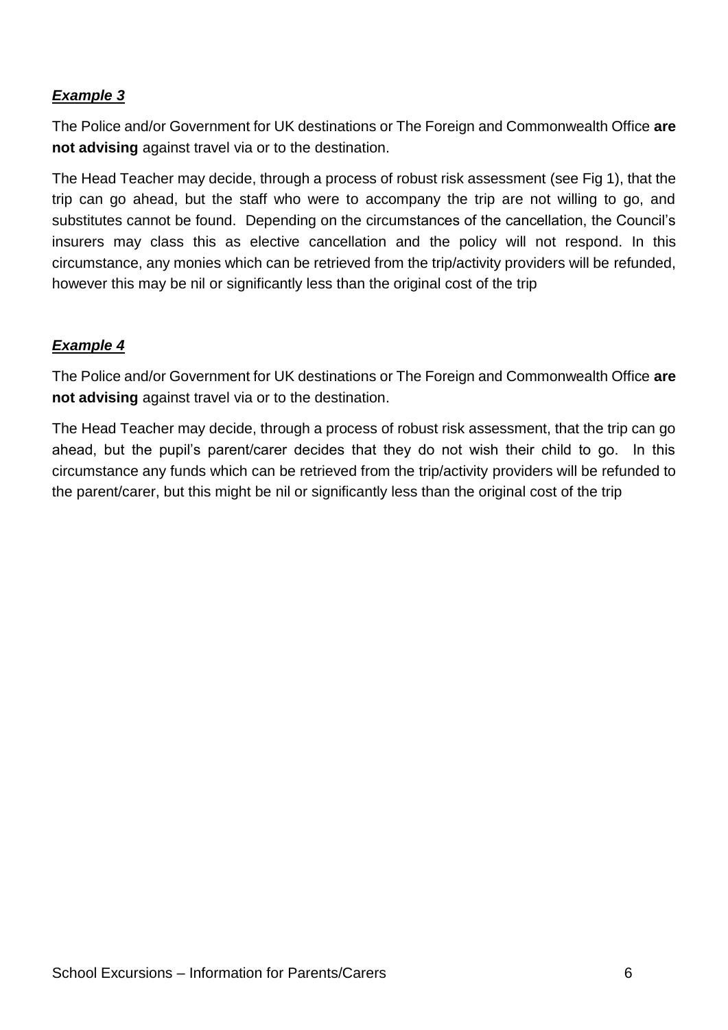***Example 3***

The Police and/or Government for UK destinations or The Foreign and Commonwealth Office **are not advising** against travel via or to the destination.

The Head Teacher may decide, through a process of robust risk assessment (see Fig 1), that the trip can go ahead, but the staff who were to accompany the trip are not willing to go, and substitutes cannot be found. Depending on the circumstances of the cancellation, the Council's insurers may class this as elective cancellation and the policy will not respond. In this circumstance, any monies which can be retrieved from the trip/activity providers will be refunded, however this may be nil or significantly less than the original cost of the trip

***Example 4***

The Police and/or Government for UK destinations or The Foreign and Commonwealth Office **are not advising** against travel via or to the destination.

The Head Teacher may decide, through a process of robust risk assessment, that the trip can go ahead, but the pupil's parent/carer decides that they do not wish their child to go. In this circumstance any funds which can be retrieved from the trip/activity providers will be refunded to the parent/carer, but this might be nil or significantly less than the original cost of the trip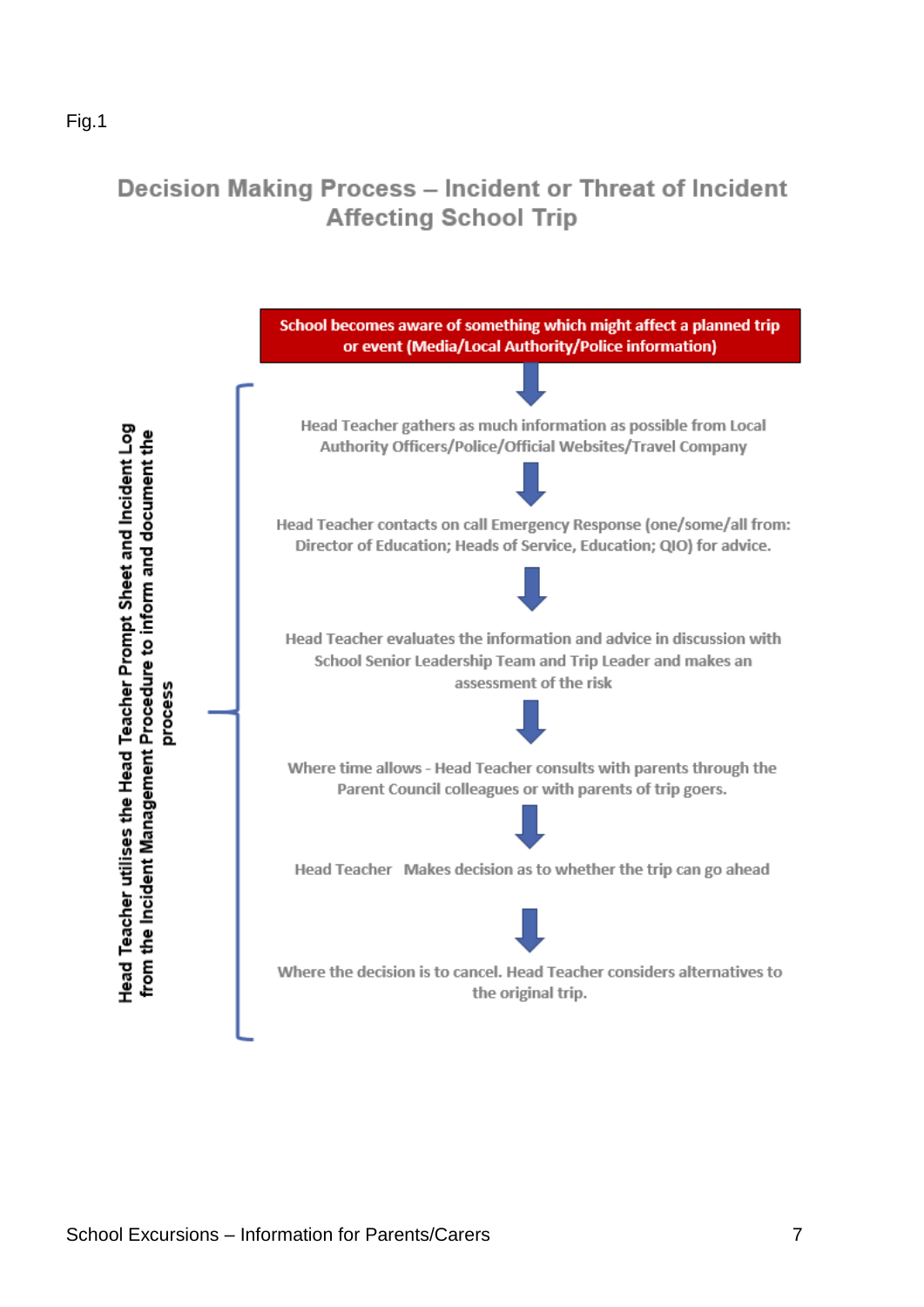Fig.1

## Decision Making Process – Incident or Threat of Incident Affecting School Trip

**School becomes aware of something which might affect a planned trip or event (Media/Local Authority/Police information)**

↓

Head Teacher gathers as much information as possible from Local Authority Officers/Police/Official Websites/Travel Company

↓

Head Teacher contacts on call Emergency Response (one/some/all from: Director of Education; Heads of Service, Education; QIO) for advice.

↓

Head Teacher evaluates the information and advice in discussion with School Senior Leadership Team and Trip Leader and makes an assessment of the risk

↓

Where time allows - Head Teacher consults with parents through the Parent Council colleagues or with parents of trip goers.

↓

Head Teacher Makes decision as to whether the trip can go ahead

↓

Where the decision is to cancel. Head Teacher considers alternatives to the original trip.

**Head Teacher utilises the Head Teacher Prompt Sheet and Incident Log from the Incident Management Procedure to inform and document the process**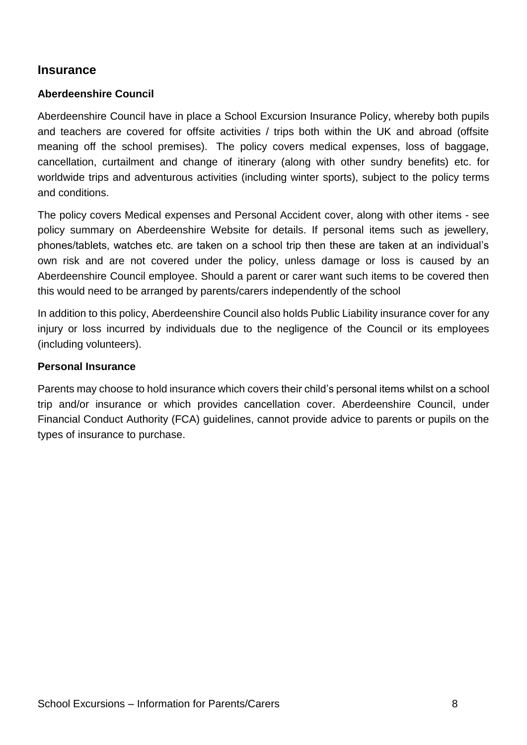## Insurance

### Aberdeenshire Council

Aberdeenshire Council have in place a School Excursion Insurance Policy, whereby both pupils and teachers are covered for offsite activities / trips both within the UK and abroad (offsite meaning off the school premises). The policy covers medical expenses, loss of baggage, cancellation, curtailment and change of itinerary (along with other sundry benefits) etc. for worldwide trips and adventurous activities (including winter sports), subject to the policy terms and conditions.

The policy covers Medical expenses and Personal Accident cover, along with other items - see policy summary on Aberdeenshire Website for details. If personal items such as jewellery, phones/tablets, watches etc. are taken on a school trip then these are taken at an individual's own risk and are not covered under the policy, unless damage or loss is caused by an Aberdeenshire Council employee. Should a parent or carer want such items to be covered then this would need to be arranged by parents/carers independently of the school

In addition to this policy, Aberdeenshire Council also holds Public Liability insurance cover for any injury or loss incurred by individuals due to the negligence of the Council or its employees (including volunteers).

### Personal Insurance

Parents may choose to hold insurance which covers their child's personal items whilst on a school trip and/or insurance or which provides cancellation cover. Aberdeenshire Council, under Financial Conduct Authority (FCA) guidelines, cannot provide advice to parents or pupils on the types of insurance to purchase.